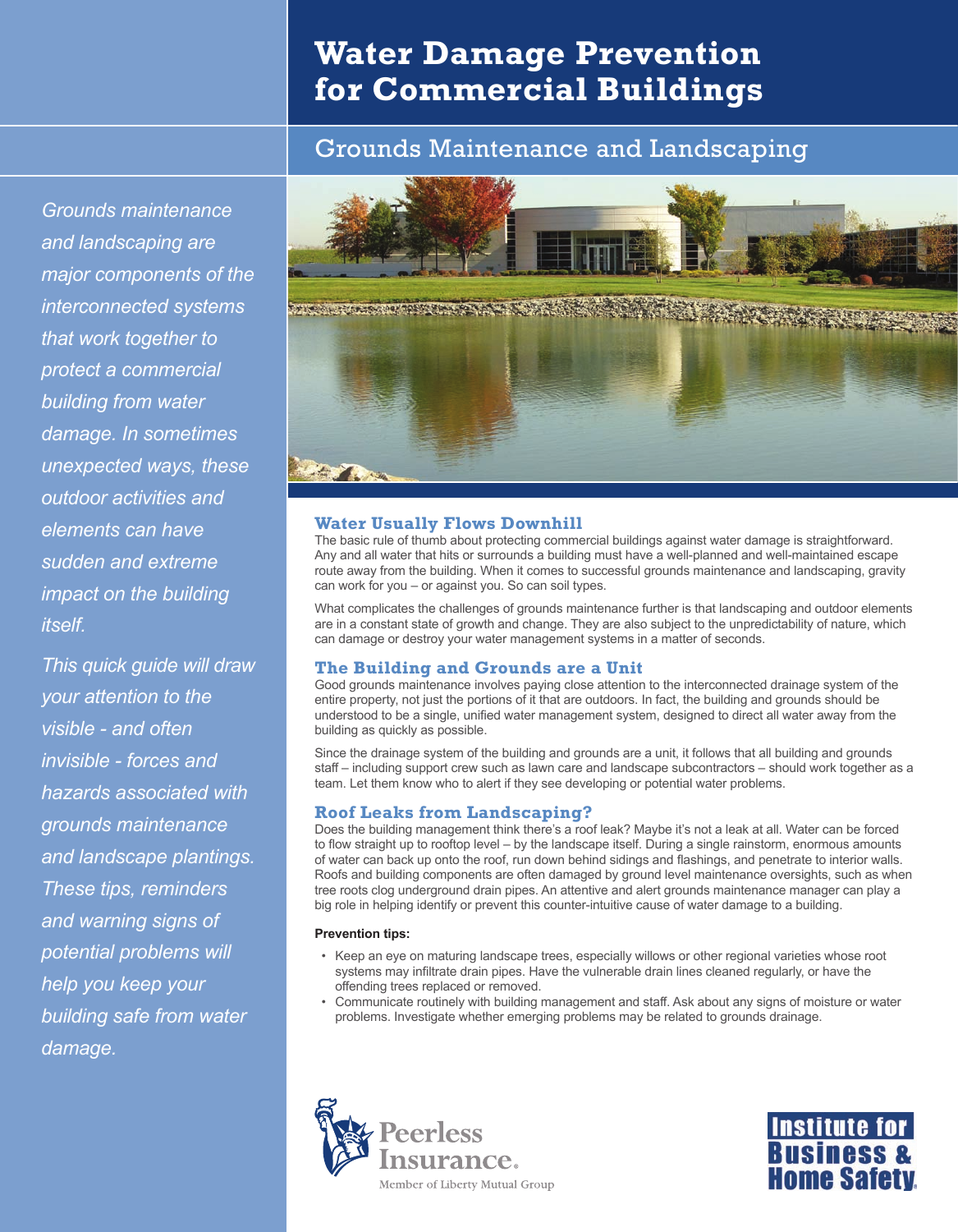# Water Damage Prevention for Commercial Buildings

## Grounds Maintenance and Landscaping

*Grounds maintenance and landscaping are major components of the interconnected systems that work together to protect a commercial building from water damage. In sometimes unexpected ways, these outdoor activities and elements can have sudden and extreme impact on the building itself.*

*This quick guide will draw your attention to the visible - and often invisible - forces and hazards associated with grounds maintenance and landscape plantings. These tips, reminders and warning signs of potential problems will help you keep your building safe from water damage.*

### Water Usually Flows Downhill

The basic rule of thumb about protecting commercial buildings against water damage is straightforward. Any and all water that hits or surrounds a building must have a well-planned and well-maintained escape route away from the building. When it comes to successful grounds maintenance and landscaping, gravity can work for you – or against you. So can soil types.

What complicates the challenges of grounds maintenance further is that landscaping and outdoor elements are in a constant state of growth and change. They are also subject to the unpredictability of nature, which can damage or destroy your water management systems in a matter of seconds.

### The Building and Grounds are a Unit

Good grounds maintenance involves paying close attention to the interconnected drainage system of the entire property, not just the portions of it that are outdoors. In fact, the building and grounds should be understood to be a single, unified water management system, designed to direct all water away from the building as quickly as possible.

Since the drainage system of the building and grounds are a unit, it follows that all building and grounds staff – including support crew such as lawn care and landscape subcontractors – should work together as a team. Let them know who to alert if they see developing or potential water problems.

### Roof Leaks from Landscaping?

Does the building management think there's a roof leak? Maybe it's not a leak at all. Water can be forced to flow straight up to rooftop level – by the landscape itself. During a single rainstorm, enormous amounts of water can back up onto the roof, run down behind sidings and flashings, and penetrate to interior walls. Roofs and building components are often damaged by ground level maintenance oversights, such as when tree roots clog underground drain pipes. An attentive and alert grounds maintenance manager can play a big role in helping identify or prevent this counter-intuitive cause of water damage to a building.

**Prevention tips:**

- Keep an eye on maturing landscape trees, especially willows or other regional varieties whose root systems may infiltrate drain pipes. Have the vulnerable drain lines cleaned regularly, or have the offending trees replaced or removed.
- Communicate routinely with building management and staff. Ask about any signs of moisture or water problems. Investigate whether emerging problems may be related to grounds drainage.

Peerless Insurance. Member of Liberty Mutual Group

Institute for Business & Home Safety.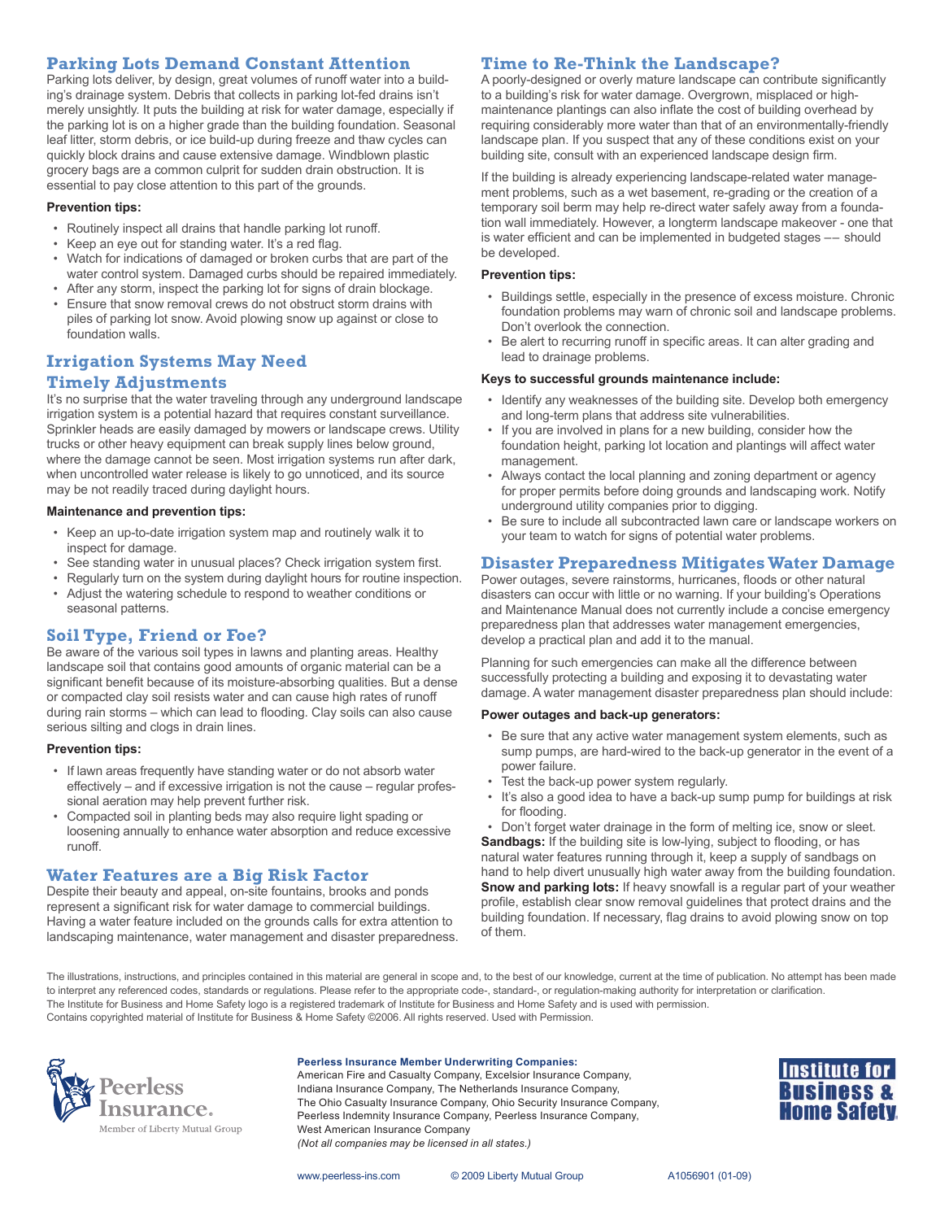## Parking Lots Demand Constant Attention

Parking lots deliver, by design, great volumes of runoff water into a building's drainage system. Debris that collects in parking lot-fed drains isn't merely unsightly. It puts the building at risk for water damage, especially if the parking lot is on a higher grade than the building foundation. Seasonal leaf litter, storm debris, or ice build-up during freeze and thaw cycles can quickly block drains and cause extensive damage. Windblown plastic grocery bags are a common culprit for sudden drain obstruction. It is essential to pay close attention to this part of the grounds.

**Prevention tips:**

- Routinely inspect all drains that handle parking lot runoff.
- Keep an eye out for standing water. It's a red flag.
- Watch for indications of damaged or broken curbs that are part of the water control system. Damaged curbs should be repaired immediately.
- After any storm, inspect the parking lot for signs of drain blockage.
- Ensure that snow removal crews do not obstruct storm drains with piles of parking lot snow. Avoid plowing snow up against or close to foundation walls.

## Irrigation Systems May Need Timely Adjustments

It's no surprise that the water traveling through any underground landscape irrigation system is a potential hazard that requires constant surveillance. Sprinkler heads are easily damaged by mowers or landscape crews. Utility trucks or other heavy equipment can break supply lines below ground, where the damage cannot be seen. Most irrigation systems run after dark, when uncontrolled water release is likely to go unnoticed, and its source may be not readily traced during daylight hours.

**Maintenance and prevention tips:**

- Keep an up-to-date irrigation system map and routinely walk it to inspect for damage.
- See standing water in unusual places? Check irrigation system first.
- Regularly turn on the system during daylight hours for routine inspection.
- Adjust the watering schedule to respond to weather conditions or seasonal patterns.

## Soil Type, Friend or Foe?

Be aware of the various soil types in lawns and planting areas. Healthy landscape soil that contains good amounts of organic material can be a significant benefit because of its moisture-absorbing qualities. But a dense or compacted clay soil resists water and can cause high rates of runoff during rain storms – which can lead to flooding. Clay soils can also cause serious silting and clogs in drain lines.

**Prevention tips:**

- If lawn areas frequently have standing water or do not absorb water effectively – and if excessive irrigation is not the cause – regular professional aeration may help prevent further risk.
- Compacted soil in planting beds may also require light spading or loosening annually to enhance water absorption and reduce excessive runoff.

## Water Features are a Big Risk Factor

Despite their beauty and appeal, on-site fountains, brooks and ponds represent a significant risk for water damage to commercial buildings. Having a water feature included on the grounds calls for extra attention to landscaping maintenance, water management and disaster preparedness.

## Time to Re-Think the Landscape?

A poorly-designed or overly mature landscape can contribute significantly to a building's risk for water damage. Overgrown, misplaced or high-maintenance plantings can also inflate the cost of building overhead by requiring considerably more water than that of an environmentally-friendly landscape plan. If you suspect that any of these conditions exist on your building site, consult with an experienced landscape design firm.

If the building is already experiencing landscape-related water management problems, such as a wet basement, re-grading or the creation of a temporary soil berm may help re-direct water safely away from a foundation wall immediately. However, a longterm landscape makeover - one that is water efficient and can be implemented in budgeted stages –– should be developed.

**Prevention tips:**

- Buildings settle, especially in the presence of excess moisture. Chronic foundation problems may warn of chronic soil and landscape problems. Don't overlook the connection.
- Be alert to recurring runoff in specific areas. It can alter grading and lead to drainage problems.

**Keys to successful grounds maintenance include:**

- Identify any weaknesses of the building site. Develop both emergency and long-term plans that address site vulnerabilities.
- If you are involved in plans for a new building, consider how the foundation height, parking lot location and plantings will affect water management.
- Always contact the local planning and zoning department or agency for proper permits before doing grounds and landscaping work. Notify underground utility companies prior to digging.
- Be sure to include all subcontracted lawn care or landscape workers on your team to watch for signs of potential water problems.

## Disaster Preparedness Mitigates Water Damage

Power outages, severe rainstorms, hurricanes, floods or other natural disasters can occur with little or no warning. If your building's Operations and Maintenance Manual does not currently include a concise emergency preparedness plan that addresses water management emergencies, develop a practical plan and add it to the manual.

Planning for such emergencies can make all the difference between successfully protecting a building and exposing it to devastating water damage. A water management disaster preparedness plan should include:

**Power outages and back-up generators:**

- Be sure that any active water management system elements, such as sump pumps, are hard-wired to the back-up generator in the event of a power failure.
- Test the back-up power system regularly.
- It's also a good idea to have a back-up sump pump for buildings at risk for flooding.
- Don't forget water drainage in the form of melting ice, snow or sleet.

**Sandbags:** If the building site is low-lying, subject to flooding, or has natural water features running through it, keep a supply of sandbags on hand to help divert unusually high water away from the building foundation.

**Snow and parking lots:** If heavy snowfall is a regular part of your weather profile, establish clear snow removal guidelines that protect drains and the building foundation. If necessary, flag drains to avoid plowing snow on top of them.

The illustrations, instructions, and principles contained in this material are general in scope and, to the best of our knowledge, current at the time of publication. No attempt has been made to interpret any referenced codes, standards or regulations. Please refer to the appropriate code-, standard-, or regulation-making authority for interpretation or clarification.
The Institute for Business and Home Safety logo is a registered trademark of Institute for Business and Home Safety and is used with permission.
Contains copyrighted material of Institute for Business & Home Safety ©2006. All rights reserved. Used with Permission.

Peerless Insurance. Member of Liberty Mutual Group

**Peerless Insurance Member Underwriting Companies:**
American Fire and Casualty Company, Excelsior Insurance Company, Indiana Insurance Company, The Netherlands Insurance Company, The Ohio Casualty Insurance Company, Ohio Security Insurance Company, Peerless Indemnity Insurance Company, Peerless Insurance Company, West American Insurance Company
*(Not all companies may be licensed in all states.)*

Institute for Business & Home Safety

www.peerless-ins.com © 2009 Liberty Mutual Group A1056901 (01-09)